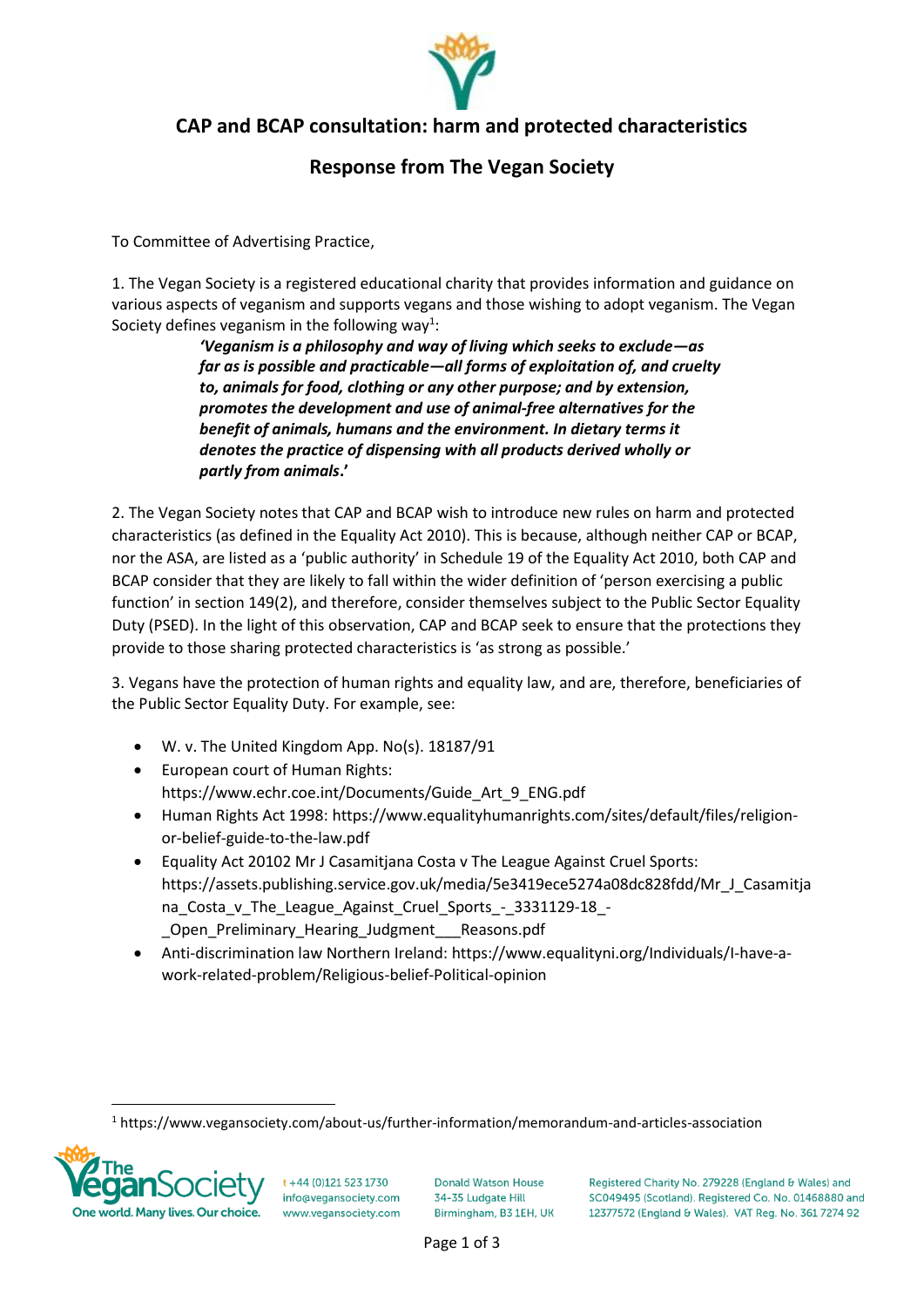## CAP and BCAP consultation: harm and protected characteristics

## Response from The Vegan Society

To Committee of Advertising Practice,

1. The Vegan Society is a registered educational charity that provides information and guidance on various aspects of veganism and supports vegans and those wishing to adopt veganism. The Vegan Society defines veganism in the following way[1]:

> ***'Veganism is a philosophy and way of living which seeks to exclude—as far as is possible and practicable—all forms of exploitation of, and cruelty to, animals for food, clothing or any other purpose; and by extension, promotes the development and use of animal-free alternatives for the benefit of animals, humans and the environment. In dietary terms it denotes the practice of dispensing with all products derived wholly or partly from animals.'***

2. The Vegan Society notes that CAP and BCAP wish to introduce new rules on harm and protected characteristics (as defined in the Equality Act 2010). This is because, although neither CAP or BCAP, nor the ASA, are listed as a 'public authority' in Schedule 19 of the Equality Act 2010, both CAP and BCAP consider that they are likely to fall within the wider definition of 'person exercising a public function' in section 149(2), and therefore, consider themselves subject to the Public Sector Equality Duty (PSED). In the light of this observation, CAP and BCAP seek to ensure that the protections they provide to those sharing protected characteristics is 'as strong as possible.'

3. Vegans have the protection of human rights and equality law, and are, therefore, beneficiaries of the Public Sector Equality Duty. For example, see:

- W. v. The United Kingdom App. No(s). 18187/91
- European court of Human Rights: https://www.echr.coe.int/Documents/Guide_Art_9_ENG.pdf
- Human Rights Act 1998: https://www.equalityhumanrights.com/sites/default/files/religion-or-belief-guide-to-the-law.pdf
- Equality Act 20102 Mr J Casamitjana Costa v The League Against Cruel Sports: https://assets.publishing.service.gov.uk/media/5e3419ece5274a08dc828fdd/Mr_J_Casamitjana_Costa_v_The_League_Against_Cruel_Sports_-_3331129-18_-_Open_Preliminary_Hearing_Judgment___Reasons.pdf
- Anti-discrimination law Northern Ireland: https://www.equalityni.org/Individuals/I-have-a-work-related-problem/Religious-belief-Political-opinion

[1] https://www.vegansociety.com/about-us/further-information/memorandum-and-articles-association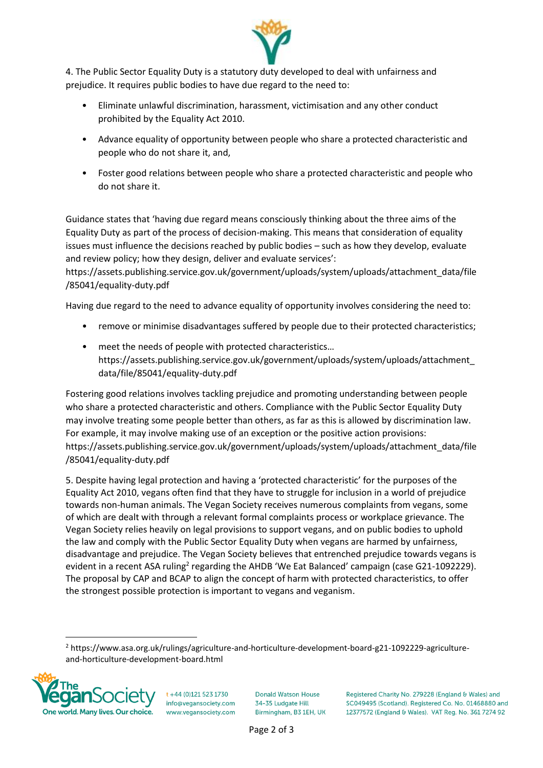4. The Public Sector Equality Duty is a statutory duty developed to deal with unfairness and prejudice. It requires public bodies to have due regard to the need to:

- Eliminate unlawful discrimination, harassment, victimisation and any other conduct prohibited by the Equality Act 2010.
- Advance equality of opportunity between people who share a protected characteristic and people who do not share it, and,
- Foster good relations between people who share a protected characteristic and people who do not share it.

Guidance states that 'having due regard means consciously thinking about the three aims of the Equality Duty as part of the process of decision-making. This means that consideration of equality issues must influence the decisions reached by public bodies – such as how they develop, evaluate and review policy; how they design, deliver and evaluate services': https://assets.publishing.service.gov.uk/government/uploads/system/uploads/attachment_data/file/85041/equality-duty.pdf

Having due regard to the need to advance equality of opportunity involves considering the need to:

- remove or minimise disadvantages suffered by people due to their protected characteristics;
- meet the needs of people with protected characteristics… https://assets.publishing.service.gov.uk/government/uploads/system/uploads/attachment_data/file/85041/equality-duty.pdf

Fostering good relations involves tackling prejudice and promoting understanding between people who share a protected characteristic and others. Compliance with the Public Sector Equality Duty may involve treating some people better than others, as far as this is allowed by discrimination law. For example, it may involve making use of an exception or the positive action provisions: https://assets.publishing.service.gov.uk/government/uploads/system/uploads/attachment_data/file/85041/equality-duty.pdf

5. Despite having legal protection and having a 'protected characteristic' for the purposes of the Equality Act 2010, vegans often find that they have to struggle for inclusion in a world of prejudice towards non-human animals. The Vegan Society receives numerous complaints from vegans, some of which are dealt with through a relevant formal complaints process or workplace grievance. The Vegan Society relies heavily on legal provisions to support vegans, and on public bodies to uphold the law and comply with the Public Sector Equality Duty when vegans are harmed by unfairness, disadvantage and prejudice. The Vegan Society believes that entrenched prejudice towards vegans is evident in a recent ASA ruling[2] regarding the AHDB 'We Eat Balanced' campaign (case G21-1092229). The proposal by CAP and BCAP to align the concept of harm with protected characteristics, to offer the strongest possible protection is important to vegans and veganism.

[2] https://www.asa.org.uk/rulings/agriculture-and-horticulture-development-board-g21-1092229-agriculture-and-horticulture-development-board.html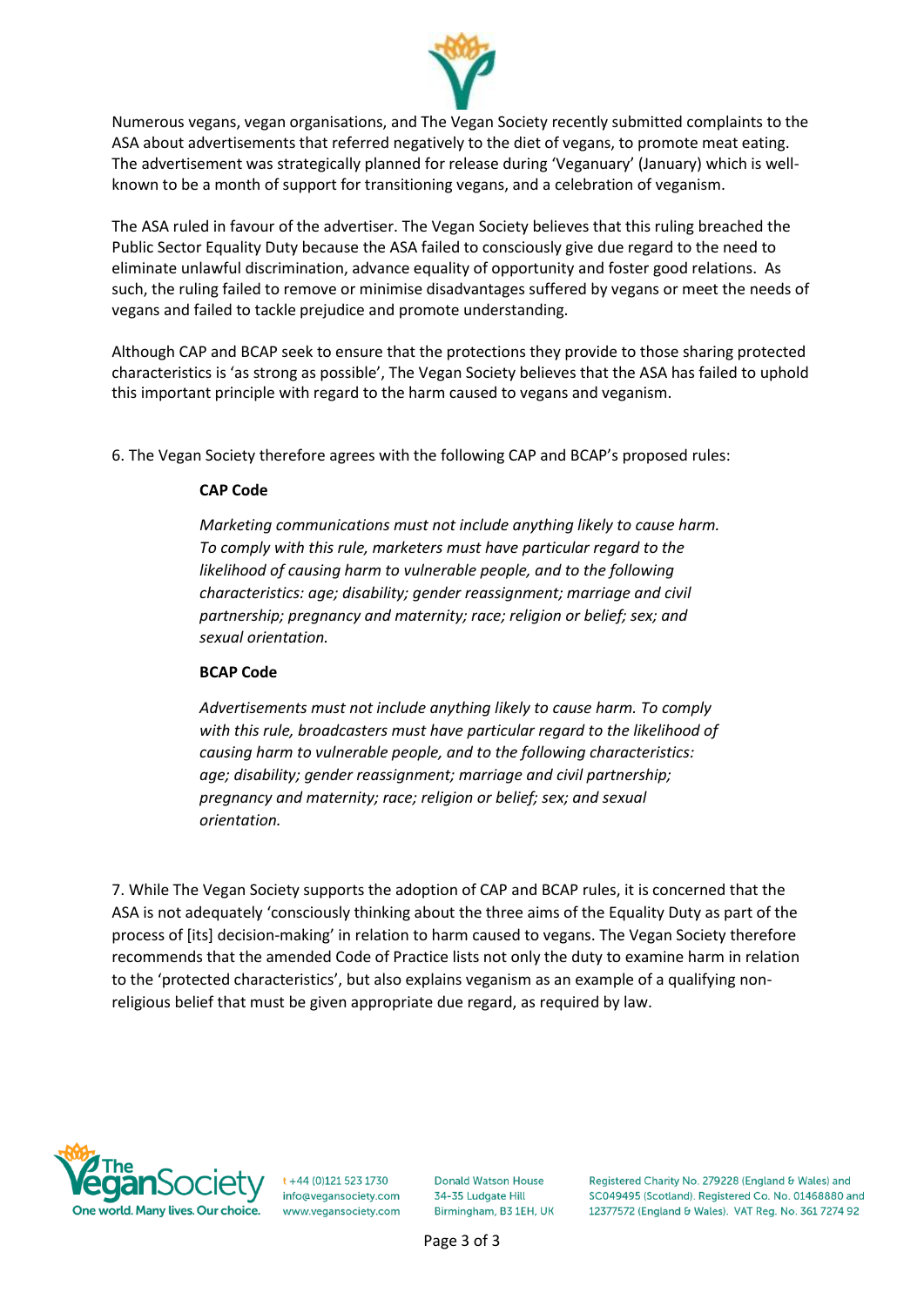Numerous vegans, vegan organisations, and The Vegan Society recently submitted complaints to the ASA about advertisements that referred negatively to the diet of vegans, to promote meat eating. The advertisement was strategically planned for release during 'Veganuary' (January) which is well-known to be a month of support for transitioning vegans, and a celebration of veganism.

The ASA ruled in favour of the advertiser. The Vegan Society believes that this ruling breached the Public Sector Equality Duty because the ASA failed to consciously give due regard to the need to eliminate unlawful discrimination, advance equality of opportunity and foster good relations. As such, the ruling failed to remove or minimise disadvantages suffered by vegans or meet the needs of vegans and failed to tackle prejudice and promote understanding.

Although CAP and BCAP seek to ensure that the protections they provide to those sharing protected characteristics is 'as strong as possible', The Vegan Society believes that the ASA has failed to uphold this important principle with regard to the harm caused to vegans and veganism.

6. The Vegan Society therefore agrees with the following CAP and BCAP's proposed rules:

> **CAP Code**
>
> *Marketing communications must not include anything likely to cause harm. To comply with this rule, marketers must have particular regard to the likelihood of causing harm to vulnerable people, and to the following characteristics: age; disability; gender reassignment; marriage and civil partnership; pregnancy and maternity; race; religion or belief; sex; and sexual orientation.*
>
> **BCAP Code**
>
> *Advertisements must not include anything likely to cause harm. To comply with this rule, broadcasters must have particular regard to the likelihood of causing harm to vulnerable people, and to the following characteristics: age; disability; gender reassignment; marriage and civil partnership; pregnancy and maternity; race; religion or belief; sex; and sexual orientation.*

7. While The Vegan Society supports the adoption of CAP and BCAP rules, it is concerned that the ASA is not adequately 'consciously thinking about the three aims of the Equality Duty as part of the process of [its] decision-making' in relation to harm caused to vegans. The Vegan Society therefore recommends that the amended Code of Practice lists not only the duty to examine harm in relation to the 'protected characteristics', but also explains veganism as an example of a qualifying non-religious belief that must be given appropriate due regard, as required by law.